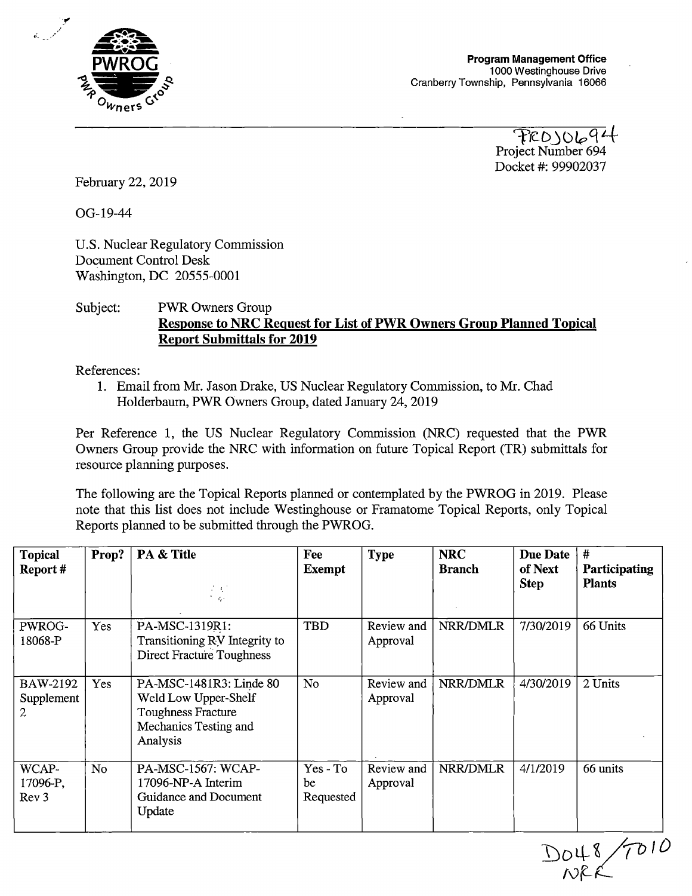**PWROG**
PWR Owners Group

**Program Management Office**
1000 Westinghouse Drive
Cranberry Township, Pennsylvania 16066

PROJ0694
Project Number 694
Docket #: 99902037

February 22, 2019

OG-19-44

U.S. Nuclear Regulatory Commission
Document Control Desk
Washington, DC 20555-0001

Subject: PWR Owners Group
**Response to NRC Request for List of PWR Owners Group Planned Topical Report Submittals for 2019**

References:

1. Email from Mr. Jason Drake, US Nuclear Regulatory Commission, to Mr. Chad Holderbaum, PWR Owners Group, dated January 24, 2019

Per Reference 1, the US Nuclear Regulatory Commission (NRC) requested that the PWR Owners Group provide the NRC with information on future Topical Report (TR) submittals for resource planning purposes.

The following are the Topical Reports planned or contemplated by the PWROG in 2019. Please note that this list does not include Westinghouse or Framatome Topical Reports, only Topical Reports planned to be submitted through the PWROG.

| Topical Report # | Prop? | PA & Title | Fee Exempt | Type | NRC Branch | Due Date of Next Step | # Participating Plants |
|---|---|---|---|---|---|---|---|
| PWROG-18068-P | Yes | PA-MSC-1319R1: Transitioning RV Integrity to Direct Fracture Toughness | TBD | Review and Approval | NRR/DMLR | 7/30/2019 | 66 Units |
| BAW-2192 Supplement 2 | Yes | PA-MSC-1481R3: Linde 80 Weld Low Upper-Shelf Toughness Fracture Mechanics Testing and Analysis | No | Review and Approval | NRR/DMLR | 4/30/2019 | 2 Units |
| WCAP-17096-P, Rev 3 | No | PA-MSC-1567: WCAP-17096-NP-A Interim Guidance and Document Update | Yes - To be Requested | Review and Approval | NRR/DMLR | 4/1/2019 | 66 units |

D048/T010
NRR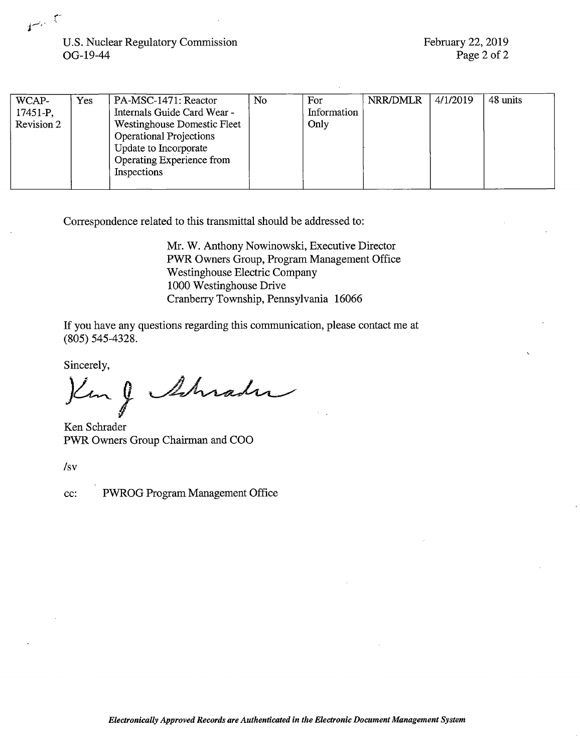| | | | | | | | |
|---|---|---|---|---|---|---|---|
| WCAP-17451-P, Revision 2 | Yes | PA-MSC-1471: Reactor Internals Guide Card Wear - Westinghouse Domestic Fleet Operational Projections Update to Incorporate Operating Experience from Inspections | No | For Information Only | NRR/DMLR | 4/1/2019 | 48 units |

Correspondence related to this transmittal should be addressed to:

Mr. W. Anthony Nowinowski, Executive Director
PWR Owners Group, Program Management Office
Westinghouse Electric Company
1000 Westinghouse Drive
Cranberry Township, Pennsylvania 16066

If you have any questions regarding this communication, please contact me at (805) 545-4328.

Sincerely,

Ken Schrader
PWR Owners Group Chairman and COO

/sv

cc: PWROG Program Management Office

*Electronically Approved Records are Authenticated in the Electronic Document Management System*